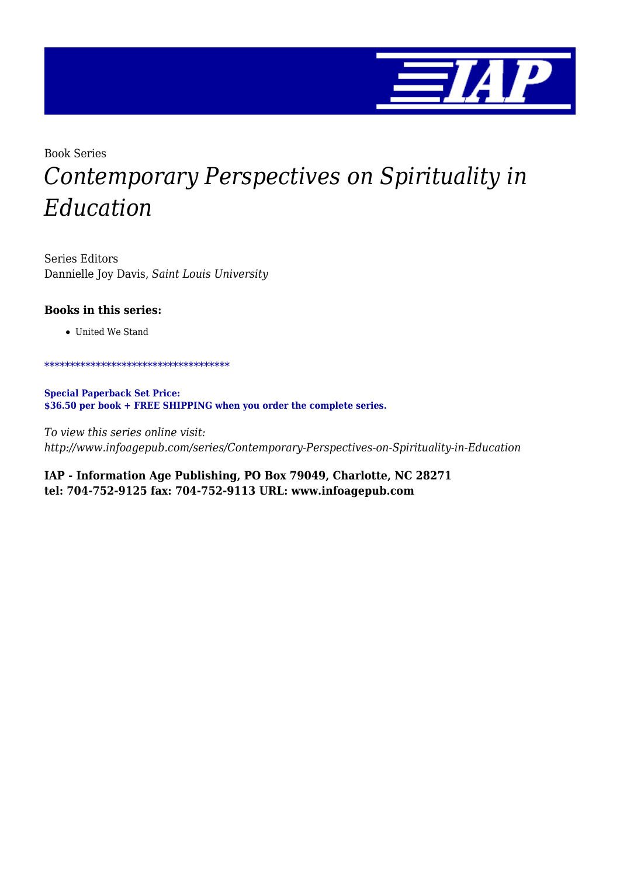Book Series

# *Contemporary Perspectives on Spirituality in Education*

Series Editors
Dannielle Joy Davis, *Saint Louis University*

### Books in this series:

- United We Stand

************************************

**Special Paperback Set Price:**
**$36.50 per book + FREE SHIPPING when you order the complete series.**

*To view this series online visit:*
*http://www.infoagepub.com/series/Contemporary-Perspectives-on-Spirituality-in-Education*

**IAP - Information Age Publishing, PO Box 79049, Charlotte, NC 28271**
**tel: 704-752-9125 fax: 704-752-9113 URL: www.infoagepub.com**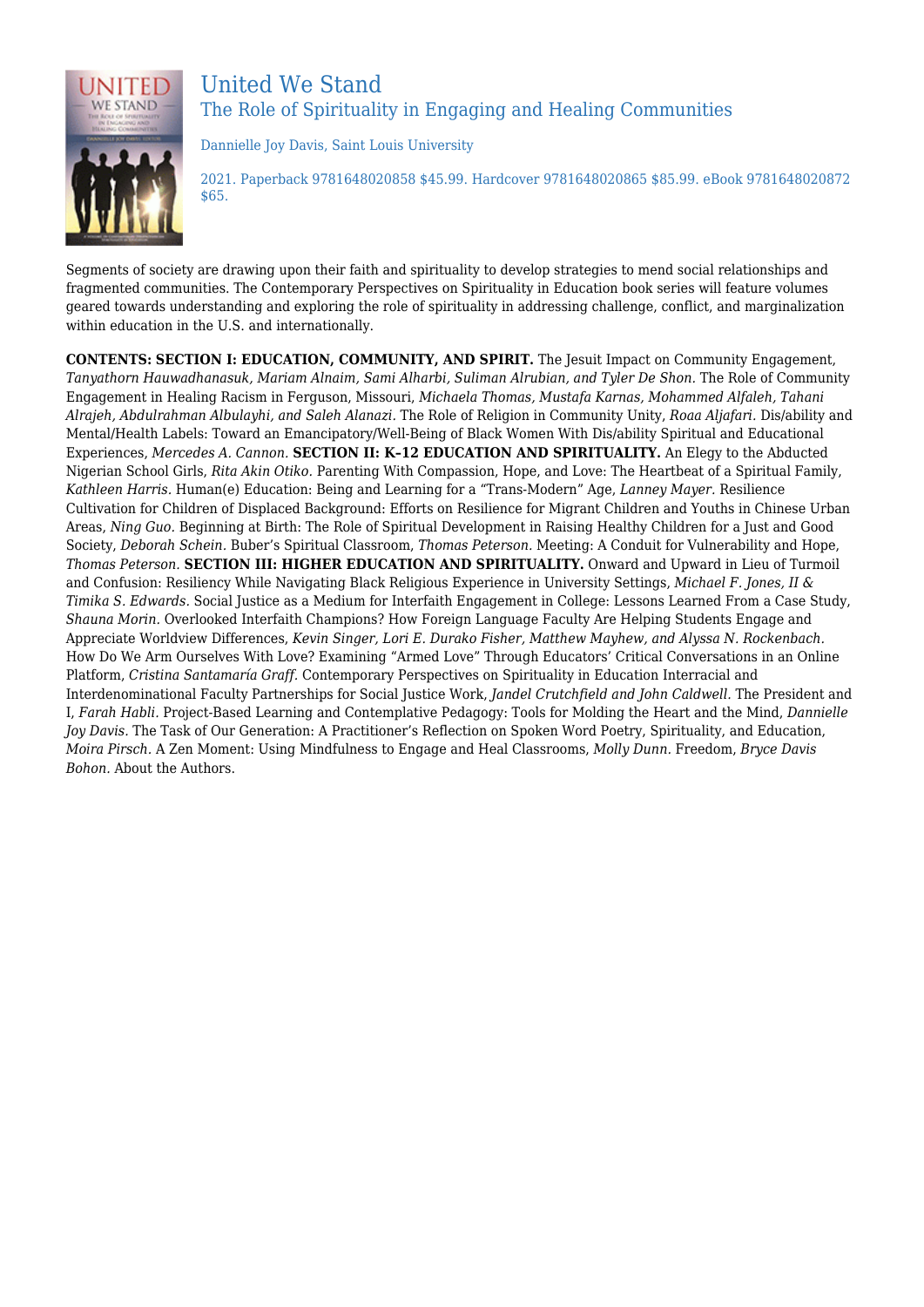# United We Stand

## The Role of Spirituality in Engaging and Healing Communities

Dannielle Joy Davis, Saint Louis University

2021. Paperback 9781648020858 $45.99. Hardcover 9781648020865 $85.99. eBook 9781648020872 $65.

Segments of society are drawing upon their faith and spirituality to develop strategies to mend social relationships and fragmented communities. The Contemporary Perspectives on Spirituality in Education book series will feature volumes geared towards understanding and exploring the role of spirituality in addressing challenge, conflict, and marginalization within education in the U.S. and internationally.

**CONTENTS: SECTION I: EDUCATION, COMMUNITY, AND SPIRIT.** The Jesuit Impact on Community Engagement, *Tanyathorn Hauwadhanasuk, Mariam Alnaim, Sami Alharbi, Suliman Alrubian, and Tyler De Shon.* The Role of Community Engagement in Healing Racism in Ferguson, Missouri, *Michaela Thomas, Mustafa Karnas, Mohammed Alfaleh, Tahani Alrajeh, Abdulrahman Albulayhi, and Saleh Alanazi.* The Role of Religion in Community Unity, *Roaa Aljafari.* Dis/ability and Mental/Health Labels: Toward an Emancipatory/Well-Being of Black Women With Dis/ability Spiritual and Educational Experiences, *Mercedes A. Cannon.* **SECTION II: K–12 EDUCATION AND SPIRITUALITY.** An Elegy to the Abducted Nigerian School Girls, *Rita Akin Otiko.* Parenting With Compassion, Hope, and Love: The Heartbeat of a Spiritual Family, *Kathleen Harris.* Human(e) Education: Being and Learning for a "Trans-Modern" Age, *Lanney Mayer.* Resilience Cultivation for Children of Displaced Background: Efforts on Resilience for Migrant Children and Youths in Chinese Urban Areas, *Ning Guo.* Beginning at Birth: The Role of Spiritual Development in Raising Healthy Children for a Just and Good Society, *Deborah Schein.* Buber's Spiritual Classroom, *Thomas Peterson.* Meeting: A Conduit for Vulnerability and Hope, *Thomas Peterson.* **SECTION III: HIGHER EDUCATION AND SPIRITUALITY.** Onward and Upward in Lieu of Turmoil and Confusion: Resiliency While Navigating Black Religious Experience in University Settings, *Michael F. Jones, II & Timika S. Edwards.* Social Justice as a Medium for Interfaith Engagement in College: Lessons Learned From a Case Study, *Shauna Morin.* Overlooked Interfaith Champions? How Foreign Language Faculty Are Helping Students Engage and Appreciate Worldview Differences, *Kevin Singer, Lori E. Durako Fisher, Matthew Mayhew, and Alyssa N. Rockenbach.* How Do We Arm Ourselves With Love? Examining "Armed Love" Through Educators' Critical Conversations in an Online Platform, *Cristina Santamaría Graff.* Contemporary Perspectives on Spirituality in Education Interracial and Interdenominational Faculty Partnerships for Social Justice Work, *Jandel Crutchfield and John Caldwell.* The President and I, *Farah Habli.* Project-Based Learning and Contemplative Pedagogy: Tools for Molding the Heart and the Mind, *Dannielle Joy Davis.* The Task of Our Generation: A Practitioner's Reflection on Spoken Word Poetry, Spirituality, and Education, *Moira Pirsch.* A Zen Moment: Using Mindfulness to Engage and Heal Classrooms, *Molly Dunn.* Freedom, *Bryce Davis Bohon.* About the Authors.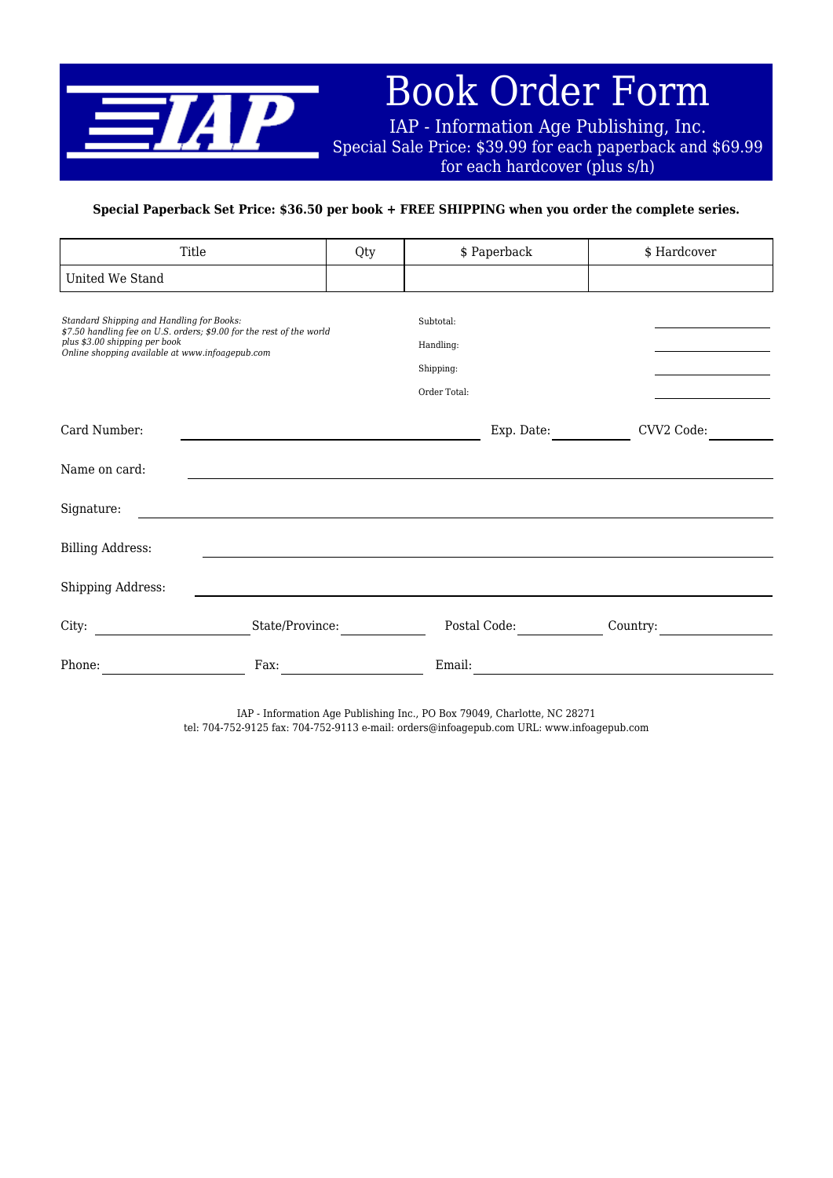# Book Order Form

IAP - Information Age Publishing, Inc.
Special Sale Price: $39.99 for each paperback and $69.99 for each hardcover (plus s/h)

**Special Paperback Set Price: $36.50 per book + FREE SHIPPING when you order the complete series.**

| Title | Qty | $ Paperback | $ Hardcover |
| --- | --- | --- | --- |
| United We Stand | | | |

*Standard Shipping and Handling for Books:*
*$7.50 handling fee on U.S. orders; $9.00 for the rest of the world plus $3.00 shipping per book*
*Online shopping available at www.infoagepub.com*

Subtotal: ____________

Handling: ____________

Shipping: ____________

Order Total: ____________

Card Number: ____________ Exp. Date: ____________ CVV2 Code: ____________

Name on card: ____________

Signature: ____________

Billing Address: ____________

Shipping Address: ____________

City: ____________ State/Province: ____________ Postal Code: ____________ Country: ____________

Phone: ____________ Fax: ____________ Email: ____________

IAP - Information Age Publishing Inc., PO Box 79049, Charlotte, NC 28271
tel: 704-752-9125 fax: 704-752-9113 e-mail: orders@infoagepub.com URL: www.infoagepub.com